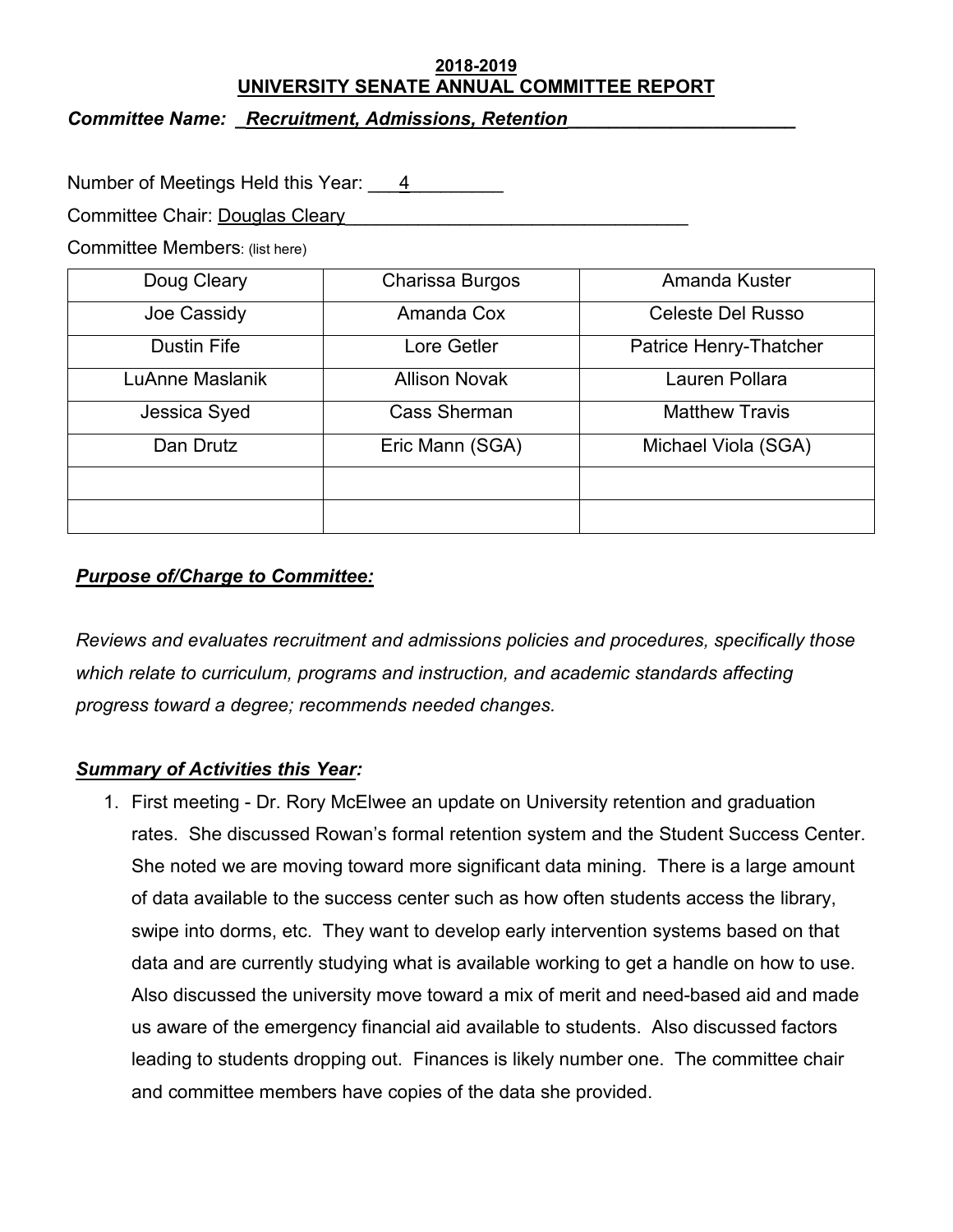**2018-2019**
**UNIVERSITY SENATE ANNUAL COMMITTEE REPORT**

***Committee Name:*** ***Recruitment, Admissions, Retention***

Number of Meetings Held this Year: 4

Committee Chair: Douglas Cleary

Committee Members: (list here)

| | | |
|---|---|---|
| Doug Cleary | Charissa Burgos | Amanda Kuster |
| Joe Cassidy | Amanda Cox | Celeste Del Russo |
| Dustin Fife | Lore Getler | Patrice Henry-Thatcher |
| LuAnne Maslanik | Allison Novak | Lauren Pollara |
| Jessica Syed | Cass Sherman | Matthew Travis |
| Dan Drutz | Eric Mann (SGA) | Michael Viola (SGA) |
| | | |
| | | |

***Purpose of/Charge to Committee:***

*Reviews and evaluates recruitment and admissions policies and procedures, specifically those which relate to curriculum, programs and instruction, and academic standards affecting progress toward a degree; recommends needed changes.*

***Summary of Activities this Year:***

1. First meeting - Dr. Rory McElwee an update on University retention and graduation rates. She discussed Rowan's formal retention system and the Student Success Center. She noted we are moving toward more significant data mining. There is a large amount of data available to the success center such as how often students access the library, swipe into dorms, etc. They want to develop early intervention systems based on that data and are currently studying what is available working to get a handle on how to use. Also discussed the university move toward a mix of merit and need-based aid and made us aware of the emergency financial aid available to students. Also discussed factors leading to students dropping out. Finances is likely number one. The committee chair and committee members have copies of the data she provided.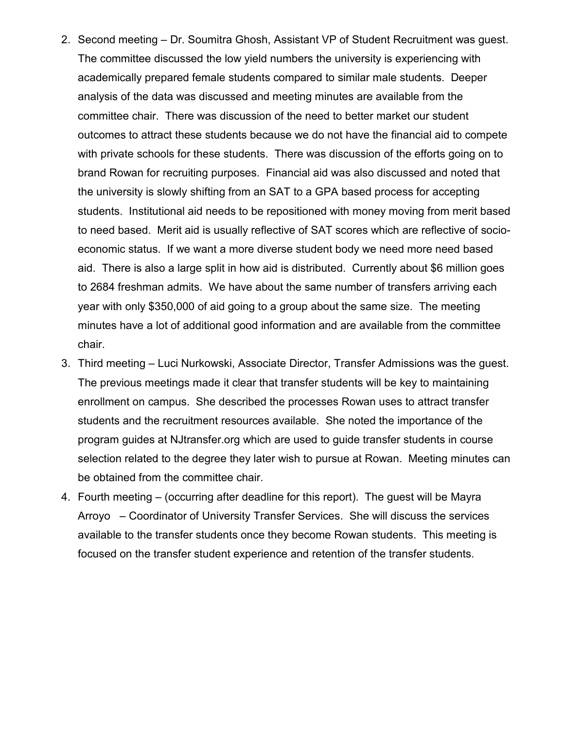2. Second meeting – Dr. Soumitra Ghosh, Assistant VP of Student Recruitment was guest. The committee discussed the low yield numbers the university is experiencing with academically prepared female students compared to similar male students. Deeper analysis of the data was discussed and meeting minutes are available from the committee chair. There was discussion of the need to better market our student outcomes to attract these students because we do not have the financial aid to compete with private schools for these students. There was discussion of the efforts going on to brand Rowan for recruiting purposes. Financial aid was also discussed and noted that the university is slowly shifting from an SAT to a GPA based process for accepting students. Institutional aid needs to be repositioned with money moving from merit based to need based. Merit aid is usually reflective of SAT scores which are reflective of socio-economic status. If we want a more diverse student body we need more need based aid. There is also a large split in how aid is distributed. Currently about $6 million goes to 2684 freshman admits. We have about the same number of transfers arriving each year with only $350,000 of aid going to a group about the same size. The meeting minutes have a lot of additional good information and are available from the committee chair.
3. Third meeting – Luci Nurkowski, Associate Director, Transfer Admissions was the guest. The previous meetings made it clear that transfer students will be key to maintaining enrollment on campus. She described the processes Rowan uses to attract transfer students and the recruitment resources available. She noted the importance of the program guides at NJtransfer.org which are used to guide transfer students in course selection related to the degree they later wish to pursue at Rowan. Meeting minutes can be obtained from the committee chair.
4. Fourth meeting – (occurring after deadline for this report). The guest will be Mayra Arroyo – Coordinator of University Transfer Services. She will discuss the services available to the transfer students once they become Rowan students. This meeting is focused on the transfer student experience and retention of the transfer students.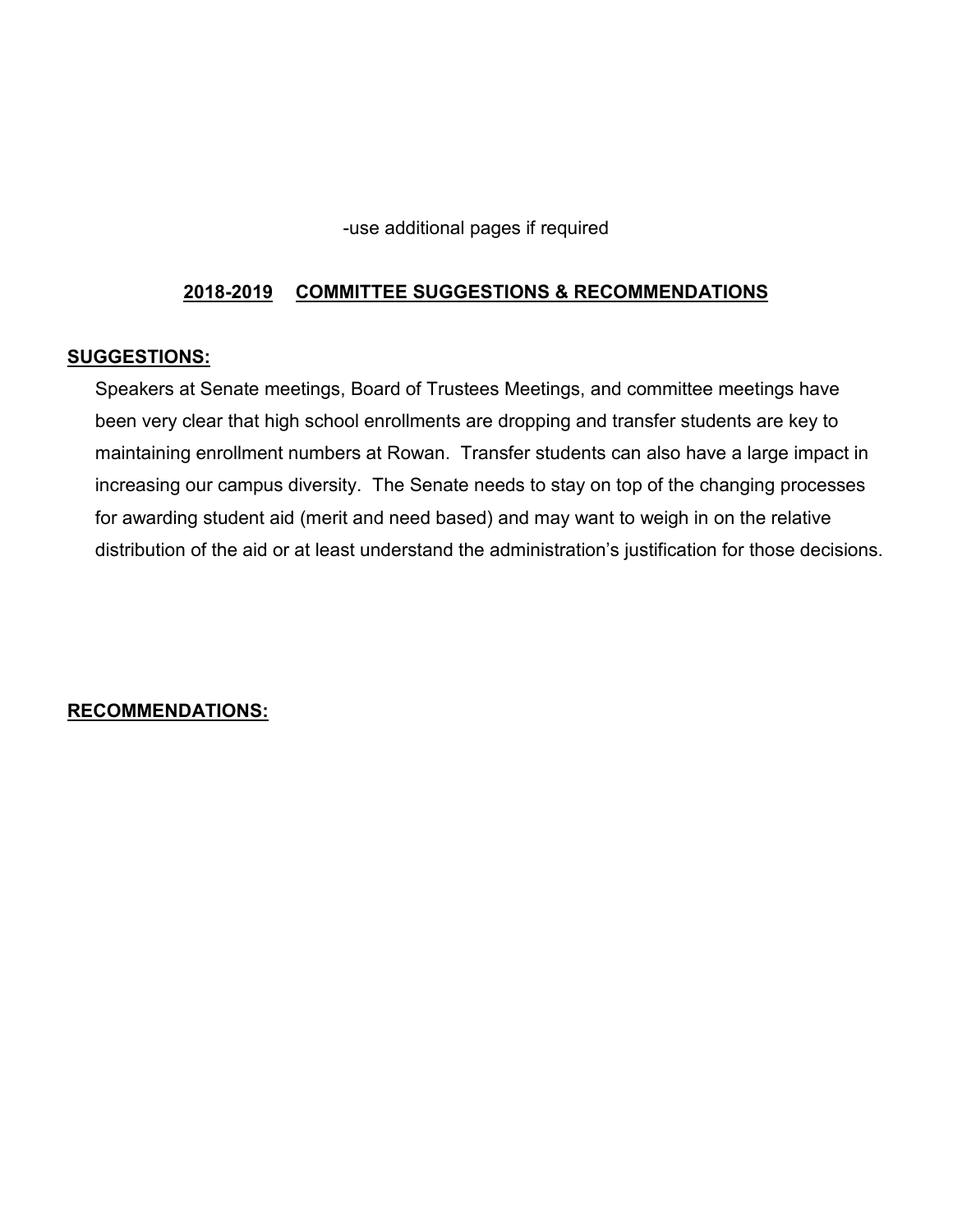-use additional pages if required

## 2018-2019 COMMITTEE SUGGESTIONS & RECOMMENDATIONS

**SUGGESTIONS:**

Speakers at Senate meetings, Board of Trustees Meetings, and committee meetings have been very clear that high school enrollments are dropping and transfer students are key to maintaining enrollment numbers at Rowan. Transfer students can also have a large impact in increasing our campus diversity. The Senate needs to stay on top of the changing processes for awarding student aid (merit and need based) and may want to weigh in on the relative distribution of the aid or at least understand the administration's justification for those decisions.

**RECOMMENDATIONS:**